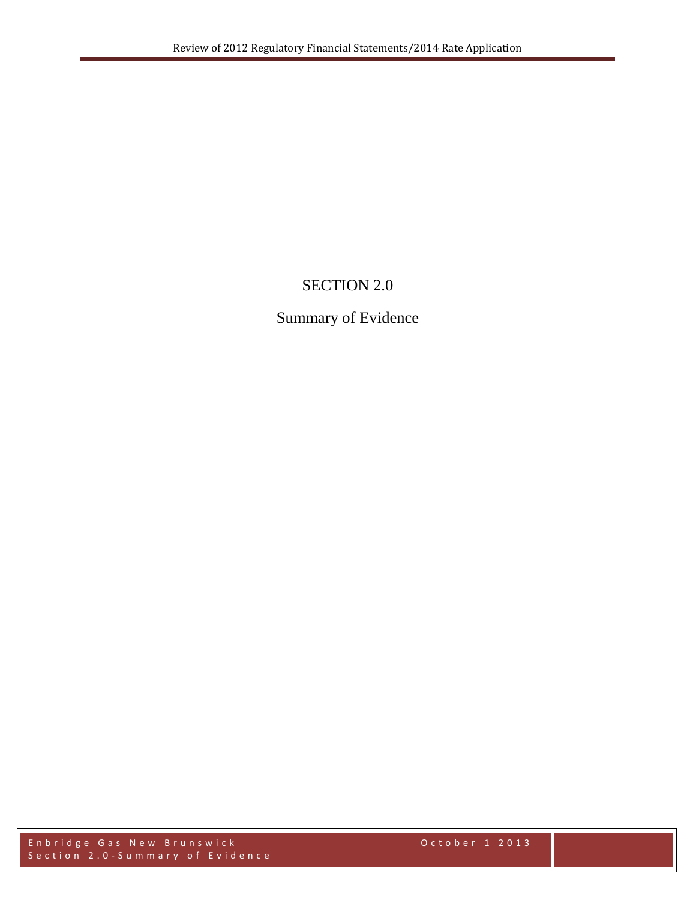# SECTION 2.0

## Summary of Evidence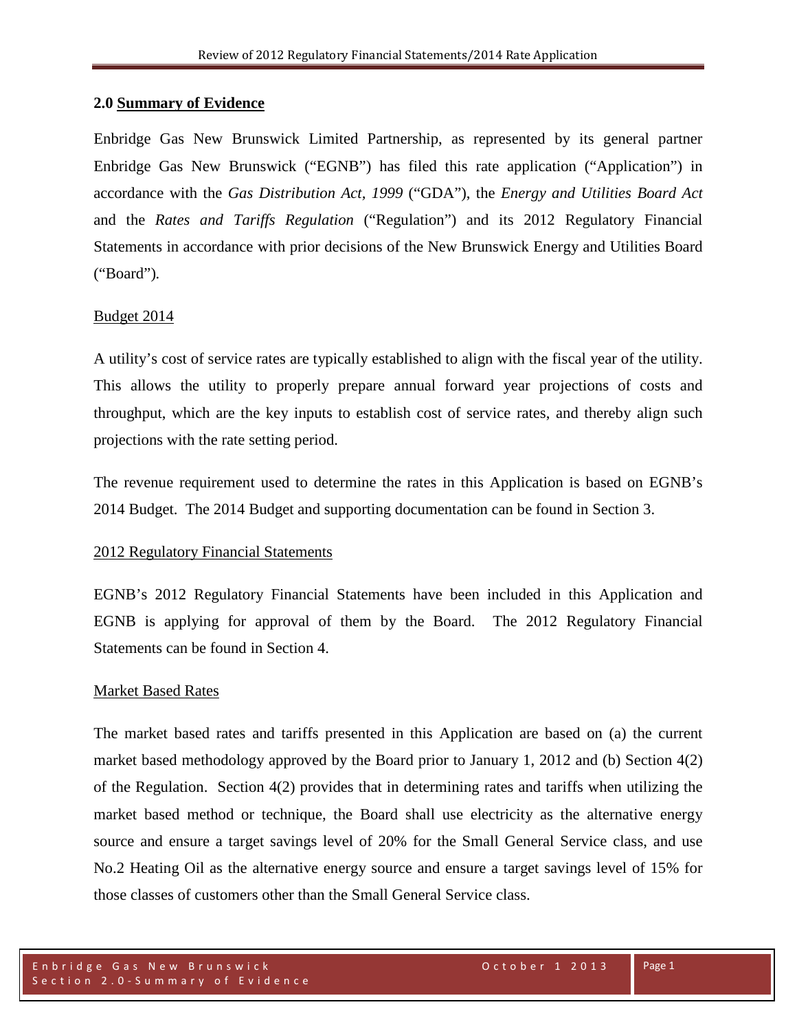## 2.0 **Summary of Evidence**

Enbridge Gas New Brunswick Limited Partnership, as represented by its general partner Enbridge Gas New Brunswick ("EGNB") has filed this rate application ("Application") in accordance with the *Gas Distribution Act, 1999* ("GDA"), the *Energy and Utilities Board Act* and the *Rates and Tariffs Regulation* ("Regulation") and its 2012 Regulatory Financial Statements in accordance with prior decisions of the New Brunswick Energy and Utilities Board ("Board").

### Budget 2014

A utility's cost of service rates are typically established to align with the fiscal year of the utility. This allows the utility to properly prepare annual forward year projections of costs and throughput, which are the key inputs to establish cost of service rates, and thereby align such projections with the rate setting period.

The revenue requirement used to determine the rates in this Application is based on EGNB's 2014 Budget. The 2014 Budget and supporting documentation can be found in Section 3.

### 2012 Regulatory Financial Statements

EGNB's 2012 Regulatory Financial Statements have been included in this Application and EGNB is applying for approval of them by the Board. The 2012 Regulatory Financial Statements can be found in Section 4.

### Market Based Rates

The market based rates and tariffs presented in this Application are based on (a) the current market based methodology approved by the Board prior to January 1, 2012 and (b) Section 4(2) of the Regulation. Section 4(2) provides that in determining rates and tariffs when utilizing the market based method or technique, the Board shall use electricity as the alternative energy source and ensure a target savings level of 20% for the Small General Service class, and use No.2 Heating Oil as the alternative energy source and ensure a target savings level of 15% for those classes of customers other than the Small General Service class.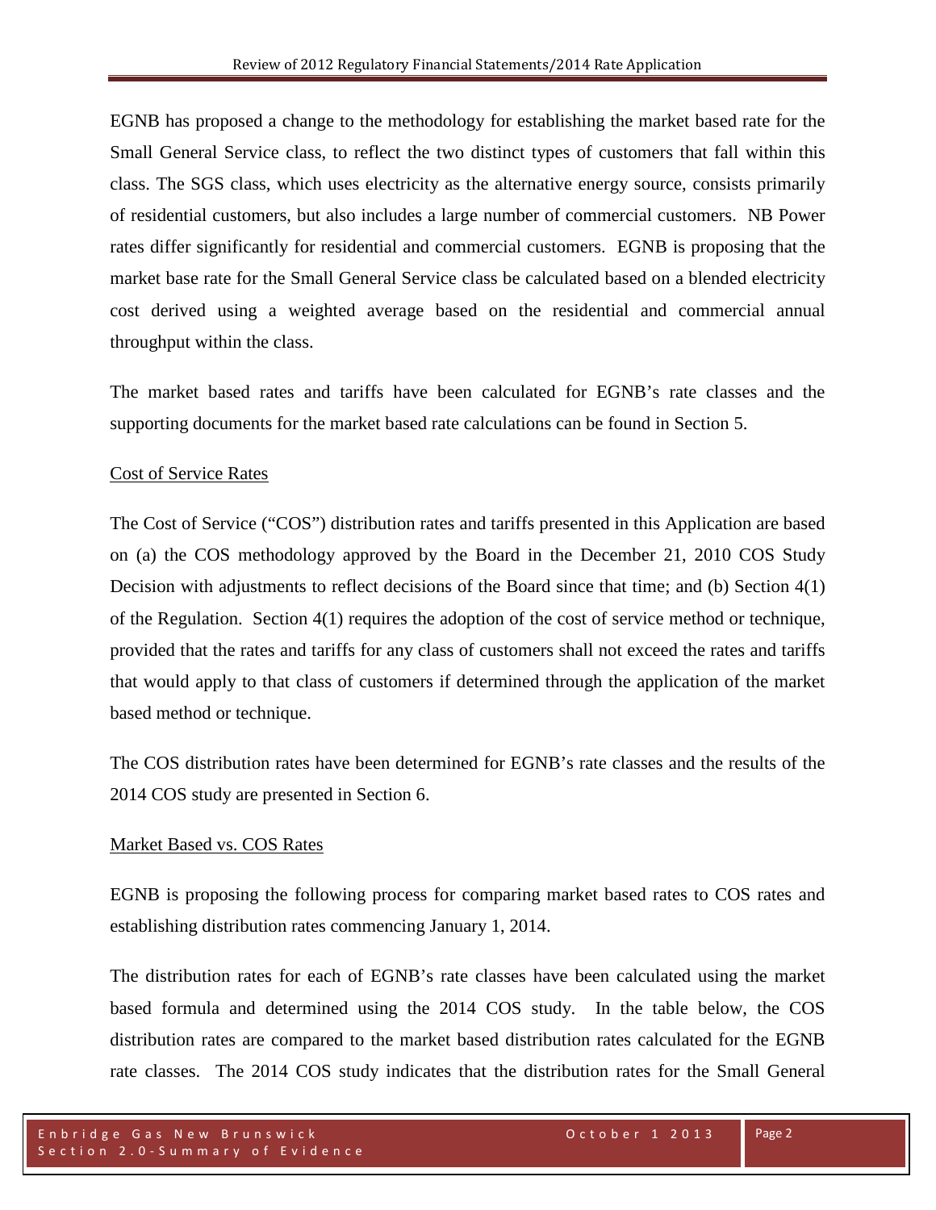EGNB has proposed a change to the methodology for establishing the market based rate for the Small General Service class, to reflect the two distinct types of customers that fall within this class. The SGS class, which uses electricity as the alternative energy source, consists primarily of residential customers, but also includes a large number of commercial customers. NB Power rates differ significantly for residential and commercial customers. EGNB is proposing that the market base rate for the Small General Service class be calculated based on a blended electricity cost derived using a weighted average based on the residential and commercial annual throughput within the class.

The market based rates and tariffs have been calculated for EGNB's rate classes and the supporting documents for the market based rate calculations can be found in Section 5.

<u>Cost of Service Rates</u>

The Cost of Service ("COS") distribution rates and tariffs presented in this Application are based on (a) the COS methodology approved by the Board in the December 21, 2010 COS Study Decision with adjustments to reflect decisions of the Board since that time; and (b) Section 4(1) of the Regulation. Section 4(1) requires the adoption of the cost of service method or technique, provided that the rates and tariffs for any class of customers shall not exceed the rates and tariffs that would apply to that class of customers if determined through the application of the market based method or technique.

The COS distribution rates have been determined for EGNB's rate classes and the results of the 2014 COS study are presented in Section 6.

<u>Market Based vs. COS Rates</u>

EGNB is proposing the following process for comparing market based rates to COS rates and establishing distribution rates commencing January 1, 2014.

The distribution rates for each of EGNB's rate classes have been calculated using the market based formula and determined using the 2014 COS study. In the table below, the COS distribution rates are compared to the market based distribution rates calculated for the EGNB rate classes. The 2014 COS study indicates that the distribution rates for the Small General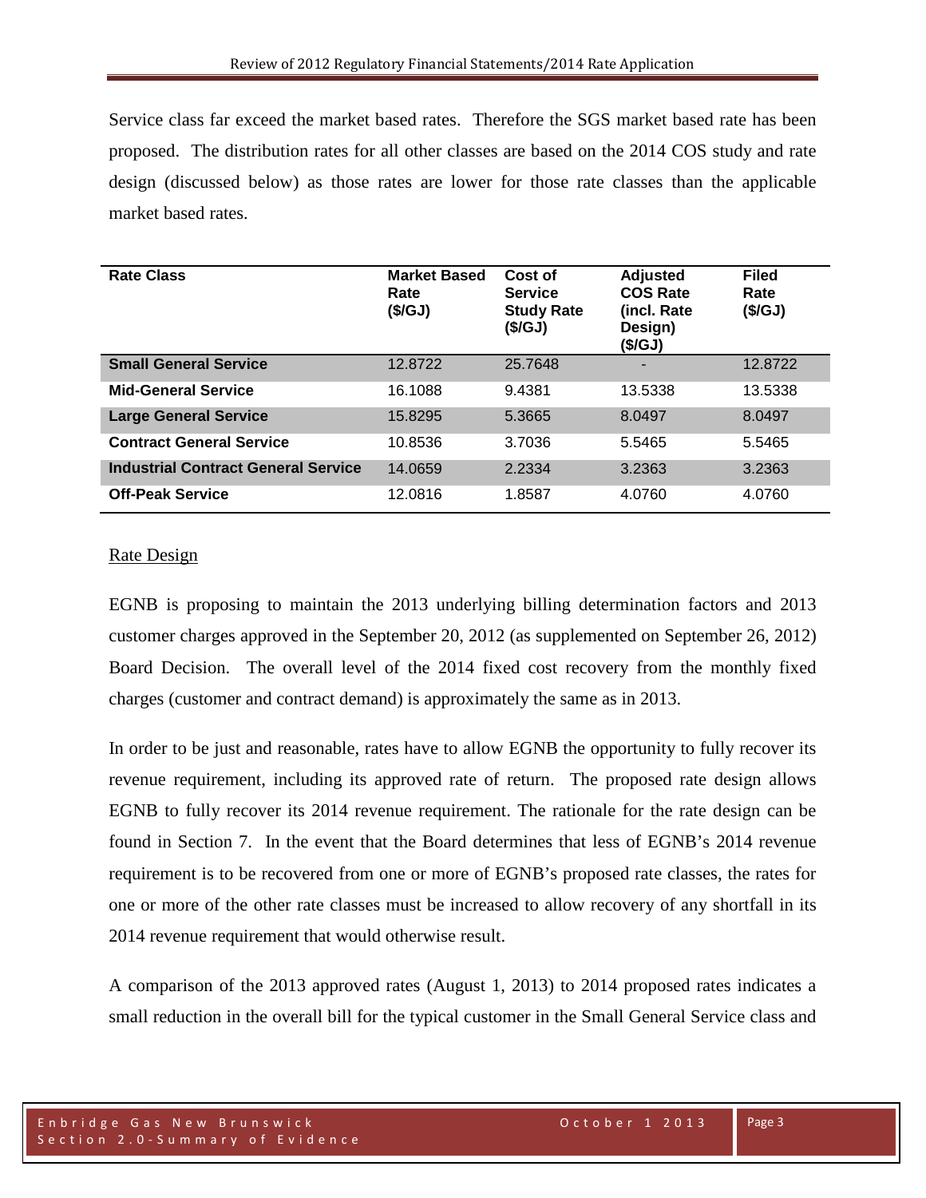Service class far exceed the market based rates. Therefore the SGS market based rate has been proposed. The distribution rates for all other classes are based on the 2014 COS study and rate design (discussed below) as those rates are lower for those rate classes than the applicable market based rates.

| Rate Class | Market Based Rate ($/GJ) | Cost of Service Study Rate ($/GJ) | Adjusted COS Rate (incl. Rate Design) ($/GJ) | Filed Rate ($/GJ) |
|---|---|---|---|---|
| **Small General Service** | 12.8722 | 25.7648 | - | 12.8722 |
| **Mid-General Service** | 16.1088 | 9.4381 | 13.5338 | 13.5338 |
| **Large General Service** | 15.8295 | 5.3665 | 8.0497 | 8.0497 |
| **Contract General Service** | 10.8536 | 3.7036 | 5.5465 | 5.5465 |
| **Industrial Contract General Service** | 14.0659 | 2.2334 | 3.2363 | 3.2363 |
| **Off-Peak Service** | 12.0816 | 1.8587 | 4.0760 | 4.0760 |

Rate Design

EGNB is proposing to maintain the 2013 underlying billing determination factors and 2013 customer charges approved in the September 20, 2012 (as supplemented on September 26, 2012) Board Decision. The overall level of the 2014 fixed cost recovery from the monthly fixed charges (customer and contract demand) is approximately the same as in 2013.

In order to be just and reasonable, rates have to allow EGNB the opportunity to fully recover its revenue requirement, including its approved rate of return. The proposed rate design allows EGNB to fully recover its 2014 revenue requirement. The rationale for the rate design can be found in Section 7. In the event that the Board determines that less of EGNB's 2014 revenue requirement is to be recovered from one or more of EGNB's proposed rate classes, the rates for one or more of the other rate classes must be increased to allow recovery of any shortfall in its 2014 revenue requirement that would otherwise result.

A comparison of the 2013 approved rates (August 1, 2013) to 2014 proposed rates indicates a small reduction in the overall bill for the typical customer in the Small General Service class and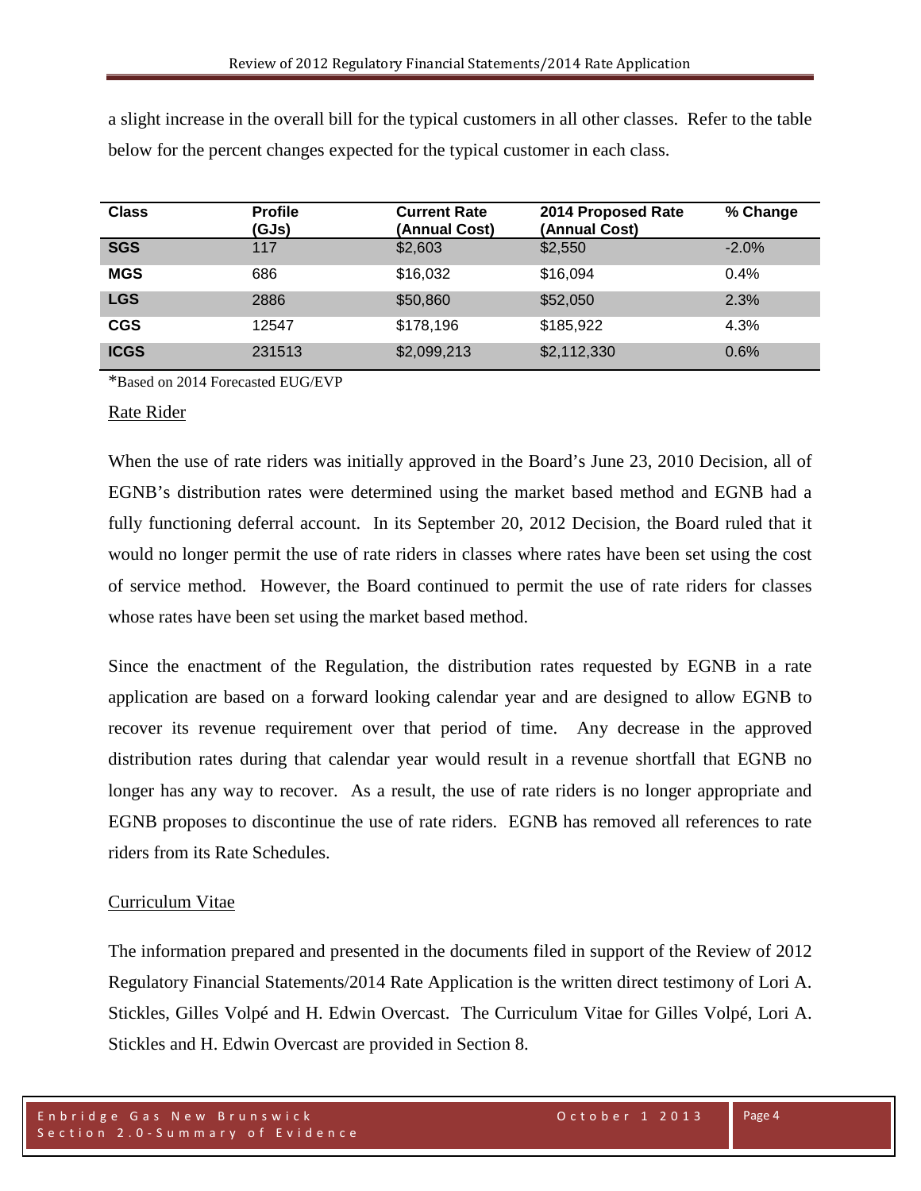a slight increase in the overall bill for the typical customers in all other classes. Refer to the table below for the percent changes expected for the typical customer in each class.

| Class | Profile (GJs) | Current Rate (Annual Cost) | 2014 Proposed Rate (Annual Cost) | % Change |
|---|---|---|---|---|
| **SGS** | 117 | $2,603 | $2,550 | -2.0% |
| **MGS** | 686 | $16,032 | $16,094 | 0.4% |
| **LGS** | 2886 | $50,860 | $52,050 | 2.3% |
| **CGS** | 12547 | $178,196 | $185,922 | 4.3% |
| **ICGS** | 231513 | $2,099,213 | $2,112,330 | 0.6% |

*Based on 2014 Forecasted EUG/EVP

Rate Rider

When the use of rate riders was initially approved in the Board's June 23, 2010 Decision, all of EGNB's distribution rates were determined using the market based method and EGNB had a fully functioning deferral account. In its September 20, 2012 Decision, the Board ruled that it would no longer permit the use of rate riders in classes where rates have been set using the cost of service method. However, the Board continued to permit the use of rate riders for classes whose rates have been set using the market based method.

Since the enactment of the Regulation, the distribution rates requested by EGNB in a rate application are based on a forward looking calendar year and are designed to allow EGNB to recover its revenue requirement over that period of time. Any decrease in the approved distribution rates during that calendar year would result in a revenue shortfall that EGNB no longer has any way to recover. As a result, the use of rate riders is no longer appropriate and EGNB proposes to discontinue the use of rate riders. EGNB has removed all references to rate riders from its Rate Schedules.

Curriculum Vitae

The information prepared and presented in the documents filed in support of the Review of 2012 Regulatory Financial Statements/2014 Rate Application is the written direct testimony of Lori A. Stickles, Gilles Volpé and H. Edwin Overcast. The Curriculum Vitae for Gilles Volpé, Lori A. Stickles and H. Edwin Overcast are provided in Section 8.